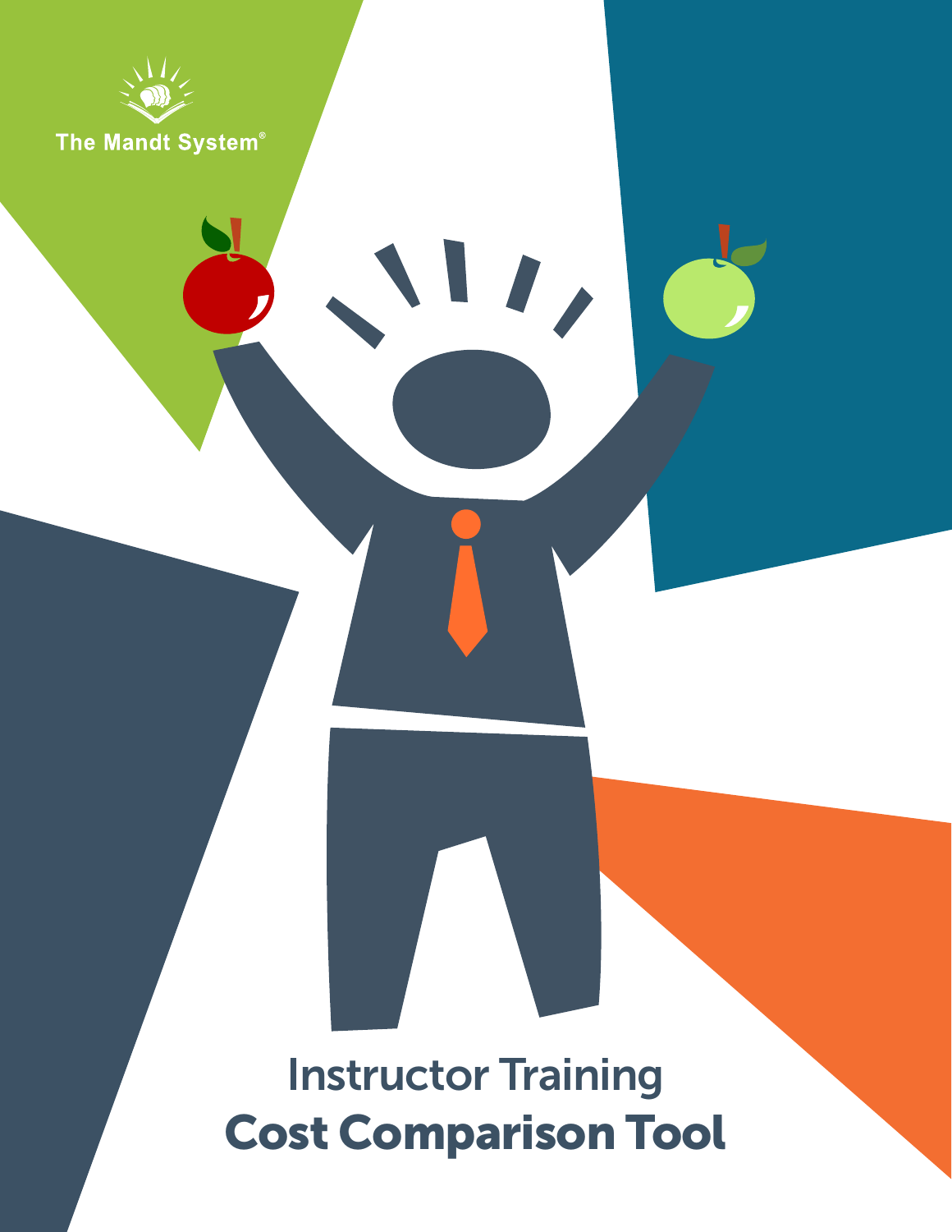The Mandt System®

# Instructor Training
# Cost Comparison Tool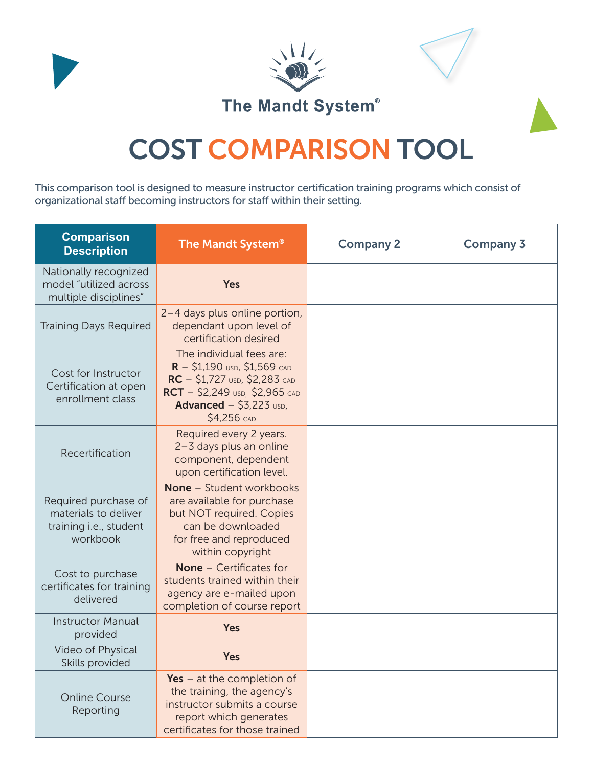The Mandt System®

# COST COMPARISON TOOL

This comparison tool is designed to measure instructor certification training programs which consist of organizational staff becoming instructors for staff within their setting.

| Comparison Description | The Mandt System® | Company 2 | Company 3 |
|---|---|---|---|
| Nationally recognized model "utilized across multiple disciplines" | **Yes** | | |
| Training Days Required | 2–4 days plus online portion, dependant upon level of certification desired | | |
| Cost for Instructor Certification at open enrollment class | The individual fees are: **R** – $1,190 USD, $1,569 CAD **RC** – $1,727 USD, $2,283 CAD **RCT** – $2,249 USD, $2,965 CAD **Advanced** – $3,223 USD, $4,256 CAD | | |
| Recertification | Required every 2 years. 2–3 days plus an online component, dependent upon certification level. | | |
| Required purchase of materials to deliver training i.e., student workbook | **None** – Student workbooks are available for purchase but NOT required. Copies can be downloaded for free and reproduced within copyright | | |
| Cost to purchase certificates for training delivered | **None** – Certificates for students trained within their agency are e-mailed upon completion of course report | | |
| Instructor Manual provided | **Yes** | | |
| Video of Physical Skills provided | **Yes** | | |
| Online Course Reporting | **Yes** – at the completion of the training, the agency's instructor submits a course report which generates certificates for those trained | | |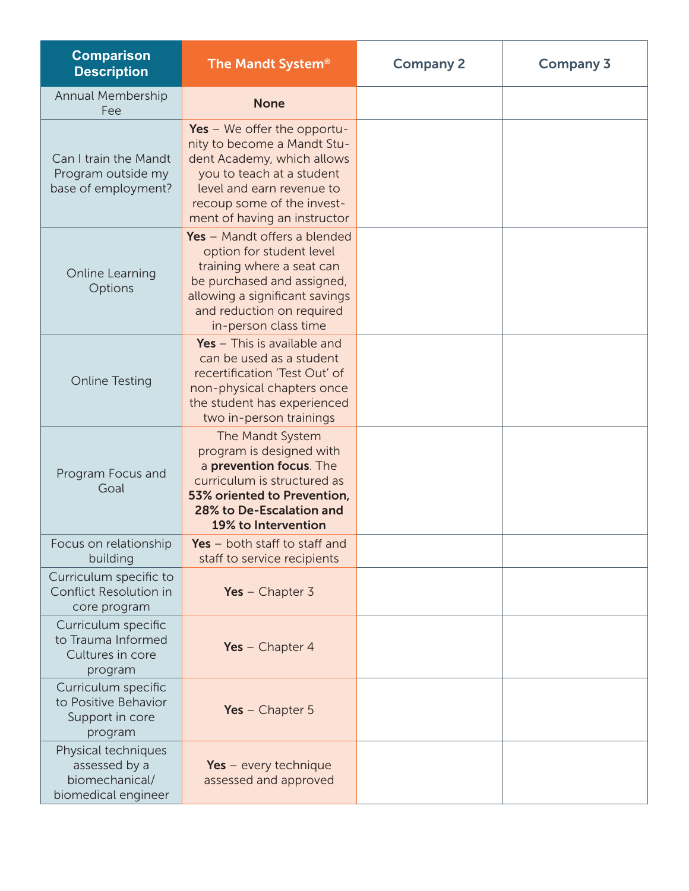| Comparison Description | The Mandt System® | Company 2 | Company 3 |
|---|---|---|---|
| Annual Membership Fee | **None** | | |
| Can I train the Mandt Program outside my base of employment? | **Yes** – We offer the opportunity to become a Mandt Student Academy, which allows you to teach at a student level and earn revenue to recoup some of the investment of having an instructor | | |
| Online Learning Options | **Yes** – Mandt offers a blended option for student level training where a seat can be purchased and assigned, allowing a significant savings and reduction on required in-person class time | | |
| Online Testing | **Yes** – This is available and can be used as a student recertification 'Test Out' of non-physical chapters once the student has experienced two in-person trainings | | |
| Program Focus and Goal | The Mandt System program is designed with a **prevention focus**. The curriculum is structured as **53% oriented to Prevention, 28% to De-Escalation and 19% to Intervention** | | |
| Focus on relationship building | **Yes** – both staff to staff and staff to service recipients | | |
| Curriculum specific to Conflict Resolution in core program | **Yes** – Chapter 3 | | |
| Curriculum specific to Trauma Informed Cultures in core program | **Yes** – Chapter 4 | | |
| Curriculum specific to Positive Behavior Support in core program | **Yes** – Chapter 5 | | |
| Physical techniques assessed by a biomechanical/ biomedical engineer | **Yes** – every technique assessed and approved | | |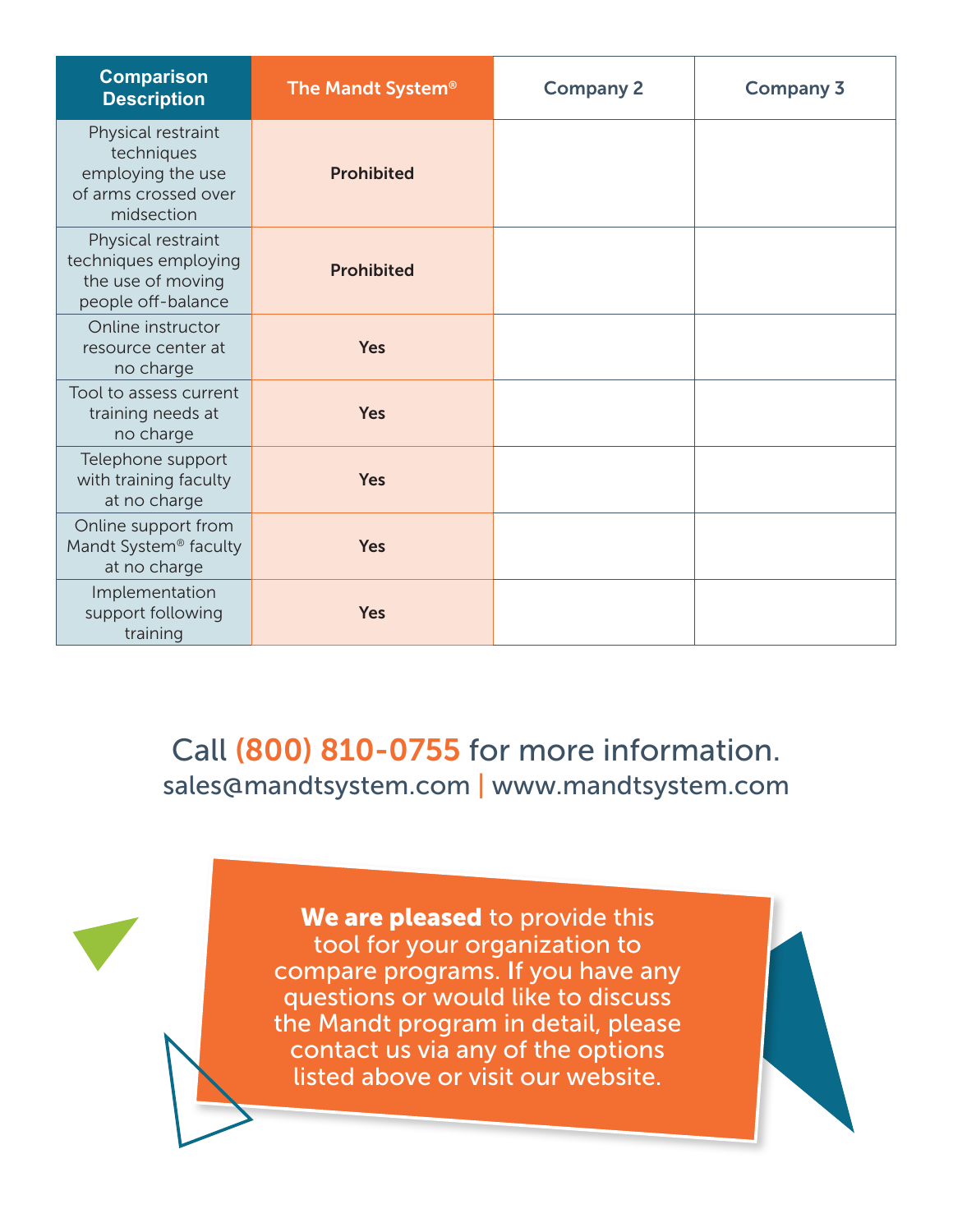| Comparison Description | The Mandt System® | Company 2 | Company 3 |
| --- | --- | --- | --- |
| Physical restraint techniques employing the use of arms crossed over midsection | **Prohibited** | | |
| Physical restraint techniques employing the use of moving people off-balance | **Prohibited** | | |
| Online instructor resource center at no charge | **Yes** | | |
| Tool to assess current training needs at no charge | **Yes** | | |
| Telephone support with training faculty at no charge | **Yes** | | |
| Online support from Mandt System® faculty at no charge | **Yes** | | |
| Implementation support following training | **Yes** | | |

Call (800) 810-0755 for more information.
sales@mandtsystem.com | www.mandtsystem.com

**We are pleased** to provide this tool for your organization to compare programs. If you have any questions or would like to discuss the Mandt program in detail, please contact us via any of the options listed above or visit our website.